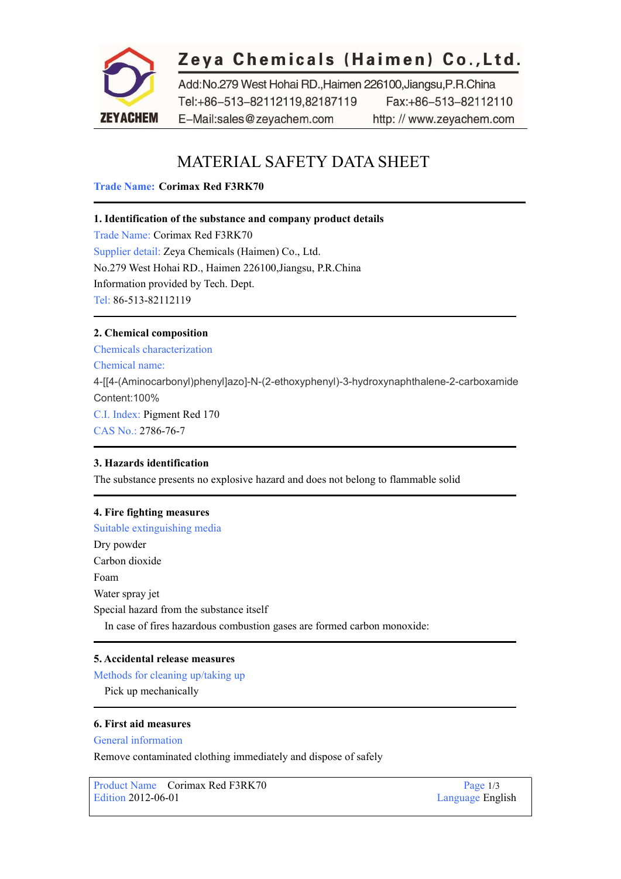**Zeya Chemicals (Haimen) Co.,Ltd.**

Add:No.279 West Hohai RD.,Haimen 226100,Jiangsu,P.R.China
Tel:+86-513-82112119,82187119 Fax:+86-513-82112110
E-Mail:sales@zeyachem.com http: // www.zeyachem.com

# MATERIAL SAFETY DATA SHEET

**Trade Name: Corimax Red F3RK70**

## 1. Identification of the substance and company product details

Trade Name: Corimax Red F3RK70
Supplier detail: Zeya Chemicals (Haimen) Co., Ltd.
No.279 West Hohai RD., Haimen 226100,Jiangsu, P.R.China
Information provided by Tech. Dept.
Tel: 86-513-82112119

## 2. Chemical composition

Chemicals characterization
Chemical name:
4-[[4-(Aminocarbonyl)phenyl]azo]-N-(2-ethoxyphenyl)-3-hydroxynaphthalene-2-carboxamide
Content:100%
C.I. Index: Pigment Red 170
CAS No.: 2786-76-7

## 3. Hazards identification

The substance presents no explosive hazard and does not belong to flammable solid

## 4. Fire fighting measures

Suitable extinguishing media
Dry powder
Carbon dioxide
Foam
Water spray jet
Special hazard from the substance itself
In case of fires hazardous combustion gases are formed carbon monoxide:

## 5. Accidental release measures

Methods for cleaning up/taking up
Pick up mechanically

## 6. First aid measures

General information
Remove contaminated clothing immediately and dispose of safely

Product Name Corimax Red F3RK70
Edition 2012-06-01
Language English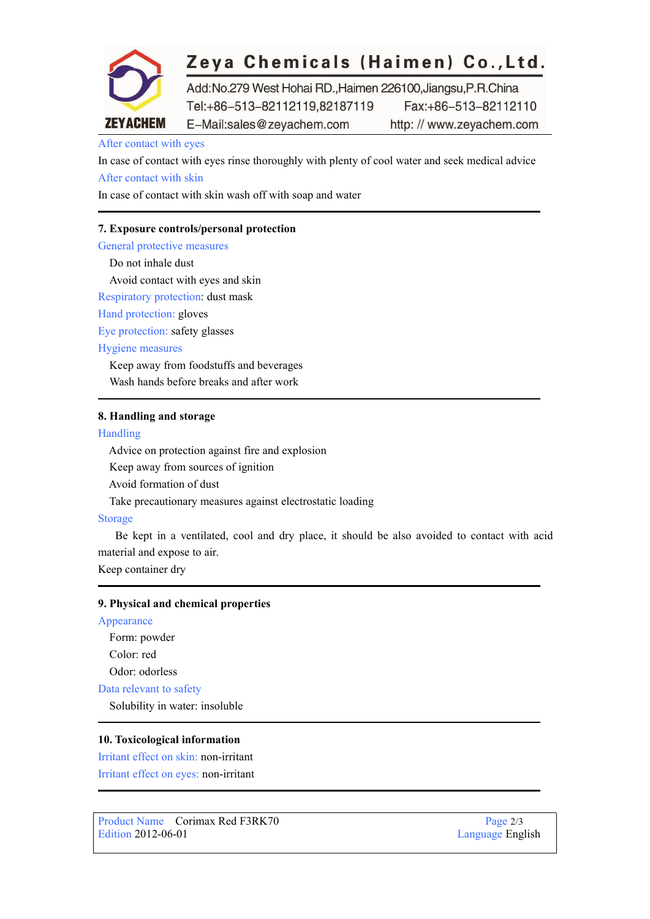After contact with eyes

In case of contact with eyes rinse thoroughly with plenty of cool water and seek medical advice

After contact with skin

In case of contact with skin wash off with soap and water

## 7. Exposure controls/personal protection

General protective measures

Do not inhale dust

Avoid contact with eyes and skin

Respiratory protection: dust mask

Hand protection: gloves

Eye protection: safety glasses

Hygiene measures

Keep away from foodstuffs and beverages

Wash hands before breaks and after work

## 8. Handling and storage

Handling

Advice on protection against fire and explosion

Keep away from sources of ignition

Avoid formation of dust

Take precautionary measures against electrostatic loading

Storage

Be kept in a ventilated, cool and dry place, it should be also avoided to contact with acid material and expose to air.

Keep container dry

## 9. Physical and chemical properties

Appearance

Form: powder

Color: red

Odor: odorless

Data relevant to safety

Solubility in water: insoluble

## 10. Toxicological information

Irritant effect on skin: non-irritant

Irritant effect on eyes: non-irritant

Product Name Corimax Red F3RK70
Edition 2012-06-01
Language English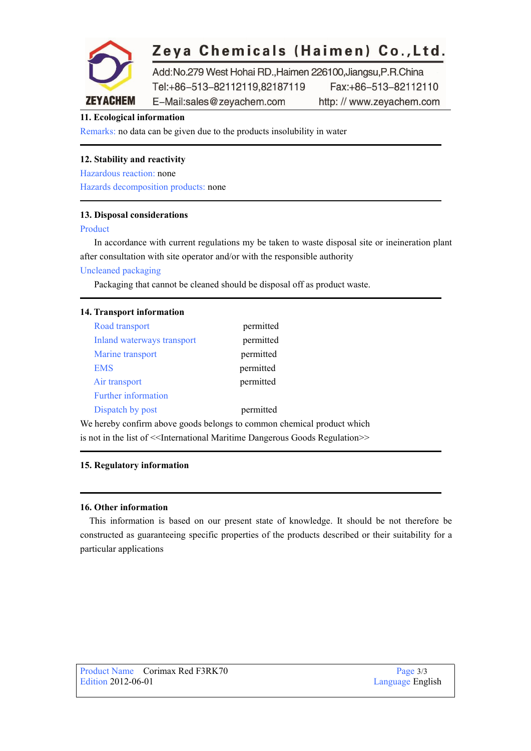## 11. Ecological information

Remarks: no data can be given due to the products insolubility in water

## 12. Stability and reactivity

Hazardous reaction: none

Hazards decomposition products: none

## 13. Disposal considerations

Product

In accordance with current regulations my be taken to waste disposal site or ineineration plant after consultation with site operator and/or with the responsible authority

Uncleaned packaging

Packaging that cannot be cleaned should be disposal off as product waste.

## 14. Transport information

| | |
|---|---|
| Road transport | permitted |
| Inland waterways transport | permitted |
| Marine transport | permitted |
| EMS | permitted |
| Air transport | permitted |
| Further information | |
| Dispatch by post | permitted |

We hereby confirm above goods belongs to common chemical product which is not in the list of <<International Maritime Dangerous Goods Regulation>>

## 15. Regulatory information

## 16. Other information

This information is based on our present state of knowledge. It should be not therefore be constructed as guaranteeing specific properties of the products described or their suitability for a particular applications

| | |
|---|---|
| Product Name Corimax Red F3RK70 | |
| Edition 2012-06-01 | Language English |